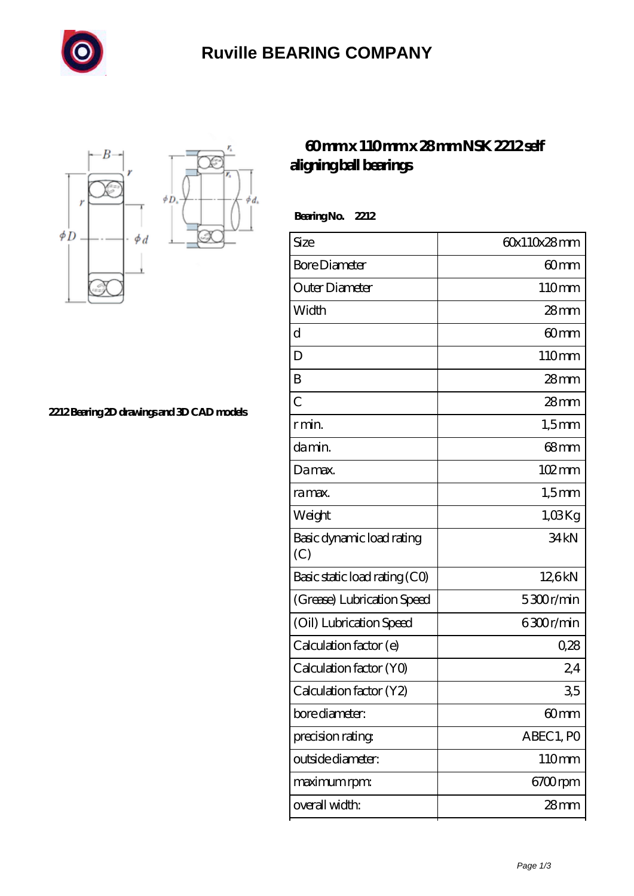# Ruville BEARING COMPANY

2212 Bearing 2D drawings and 3D CAD models

## 60 mm x 110 mm x 28 mm NSK 2212 self aligning ball bearings

**Bearing No. 2212**

| | |
|---|---|
| Size | 60x110x28 mm |
| Bore Diameter | 60 mm |
| Outer Diameter | 110 mm |
| Width | 28 mm |
| d | 60 mm |
| D | 110 mm |
| B | 28 mm |
| C | 28 mm |
| r min. | 1,5 mm |
| da min. | 68 mm |
| Da max. | 102 mm |
| ra max. | 1,5 mm |
| Weight | 1,03 Kg |
| Basic dynamic load rating (C) | 34 kN |
| Basic static load rating (C0) | 12,6 kN |
| (Grease) Lubrication Speed | 5 300 r/min |
| (Oil) Lubrication Speed | 6 300 r/min |
| Calculation factor (e) | 0,28 |
| Calculation factor (Y0) | 2,4 |
| Calculation factor (Y2) | 3,5 |
| bore diameter: | 60 mm |
| precision rating: | ABEC 1, P0 |
| outside diameter: | 110 mm |
| maximum rpm: | 6700 rpm |
| overall width: | 28 mm |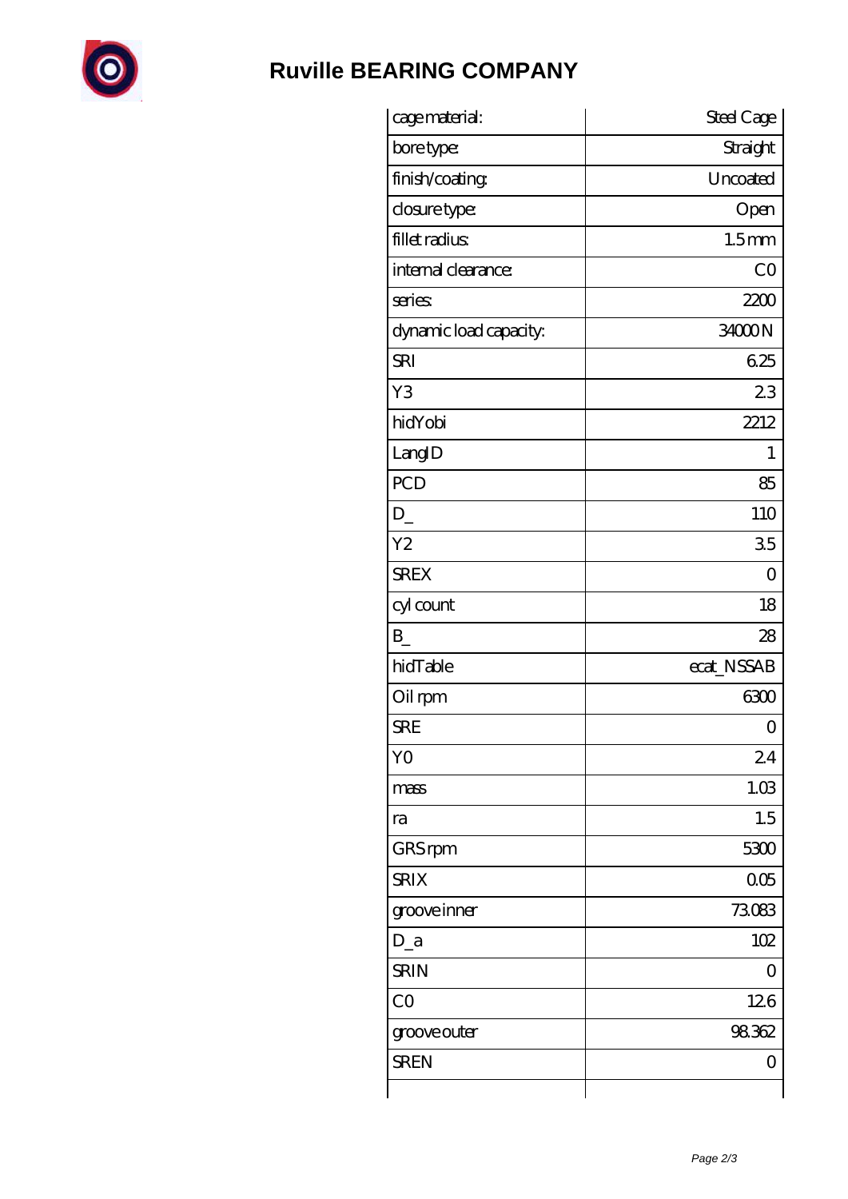# Ruville BEARING COMPANY

| | |
|---|---|
| cage material: | Steel Cage |
| bore type: | Straight |
| finish/coating: | Uncoated |
| closure type: | Open |
| fillet radius: | 1.5 mm |
| internal clearance: | C0 |
| series: | 2200 |
| dynamic load capacity: | 34000 N |
| SRI | 6.25 |
| Y3 | 2.3 |
| hidYobi | 2212 |
| LangID | 1 |
| PCD | 85 |
| D_ | 110 |
| Y2 | 3.5 |
| SREX | 0 |
| cyl count | 18 |
| B_ | 28 |
| hidTable | ecat_NSSAB |
| Oil rpm | 6300 |
| SRE | 0 |
| Y0 | 2.4 |
| mass | 1.03 |
| ra | 1.5 |
| GRS rpm | 5300 |
| SRIX | 0.05 |
| groove inner | 73.083 |
| D_a | 102 |
| SRIN | 0 |
| C0 | 12.6 |
| groove outer | 98.362 |
| SREN | 0 |
| | |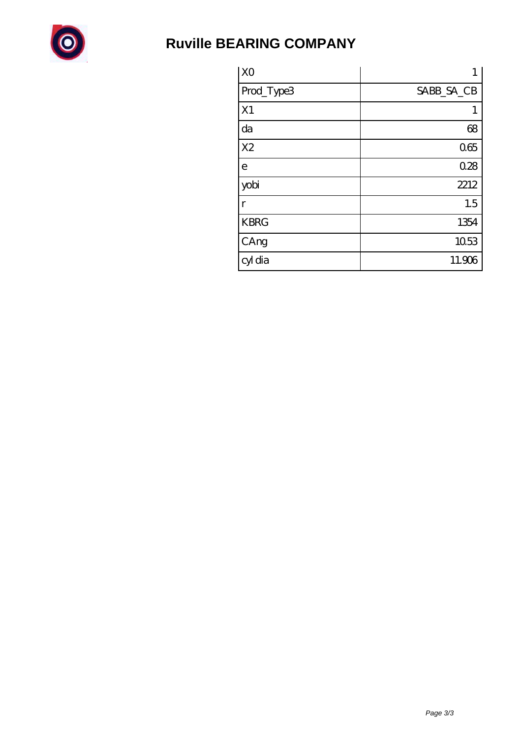# Ruville BEARING COMPANY

| | |
|---|---|
| X0 | 1 |
| Prod_Type3 | SABB_SA_CB |
| X1 | 1 |
| da | 68 |
| X2 | 0.65 |
| e | 0.28 |
| yobi | 2212 |
| r | 1.5 |
| KBRG | 1354 |
| CAng | 10.53 |
| cyl dia | 11.906 |